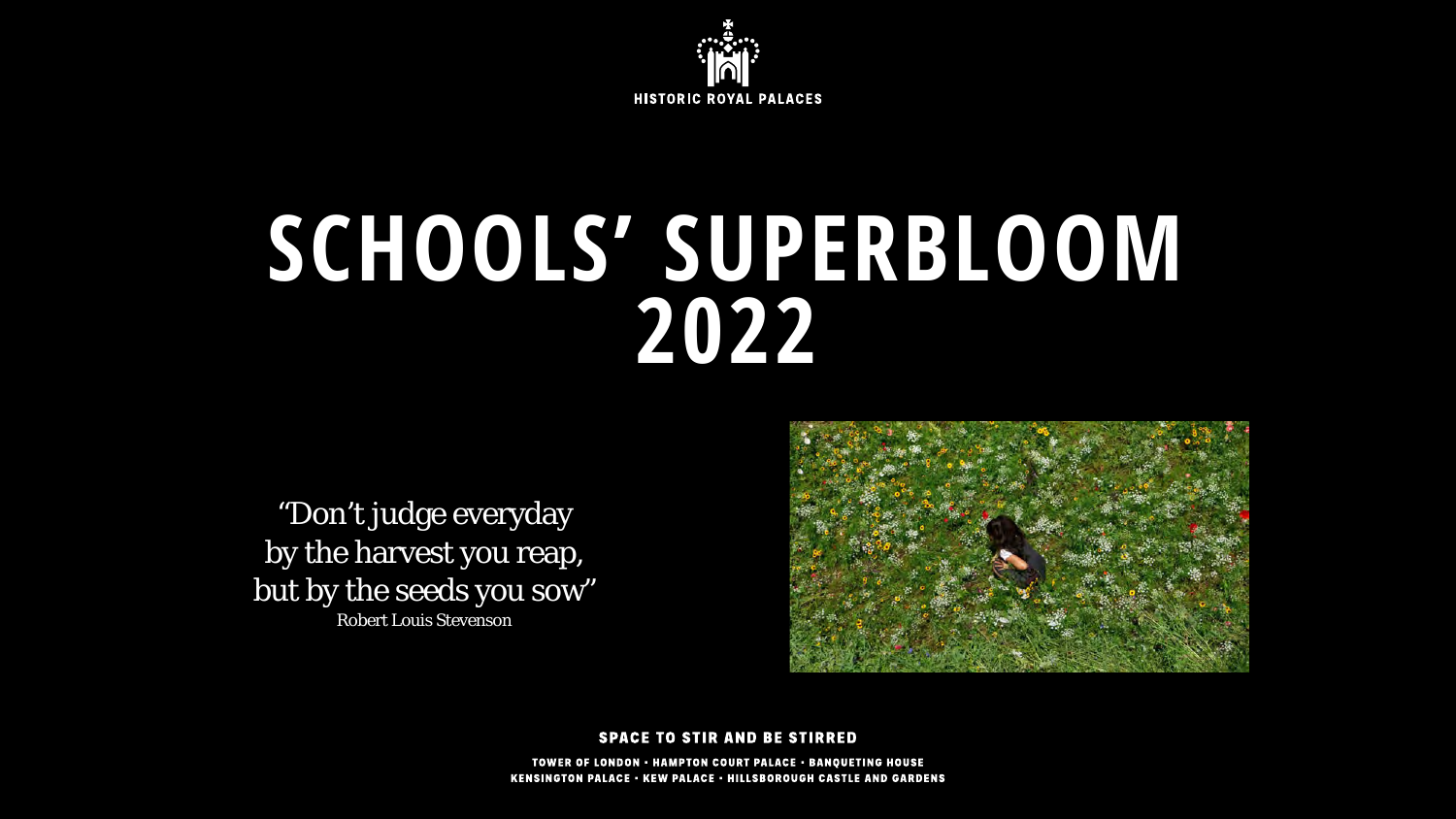HISTORIC ROYAL PALACES

# SCHOOLS' SUPERBLOOM 2022

"Don't judge everyday
by the harvest you reap,
but by the seeds you sow"
Robert Louis Stevenson

**SPACE TO STIR AND BE STIRRED**

TOWER OF LONDON • HAMPTON COURT PALACE • BANQUETING HOUSE
KENSINGTON PALACE • KEW PALACE • HILLSBOROUGH CASTLE AND GARDENS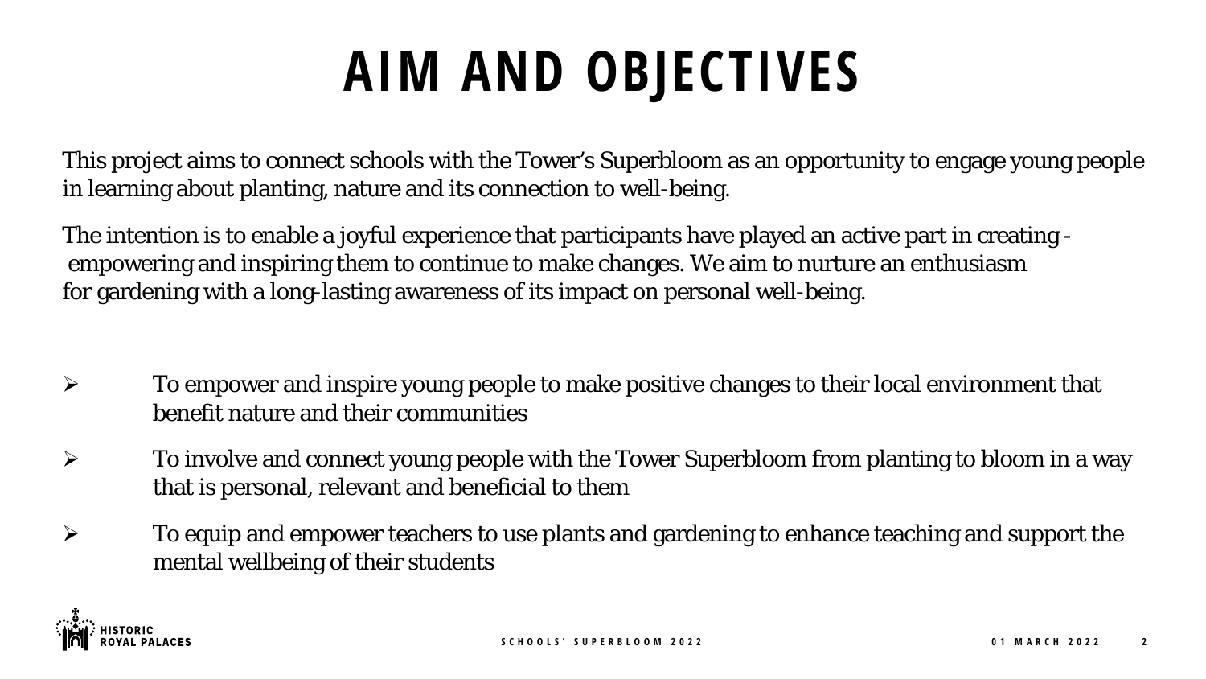# AIM AND OBJECTIVES

This project aims to connect schools with the Tower's Superbloom as an opportunity to engage young people in learning about planting, nature and its connection to well-being.

The intention is to enable a joyful experience that participants have played an active part in creating - empowering and inspiring them to continue to make changes. We aim to nurture an enthusiasm for gardening with a long-lasting awareness of its impact on personal well-being.

- To empower and inspire young people to make positive changes to their local environment that benefit nature and their communities
- To involve and connect young people with the Tower Superbloom from planting to bloom in a way that is personal, relevant and beneficial to them
- To equip and empower teachers to use plants and gardening to enhance teaching and support the mental wellbeing of their students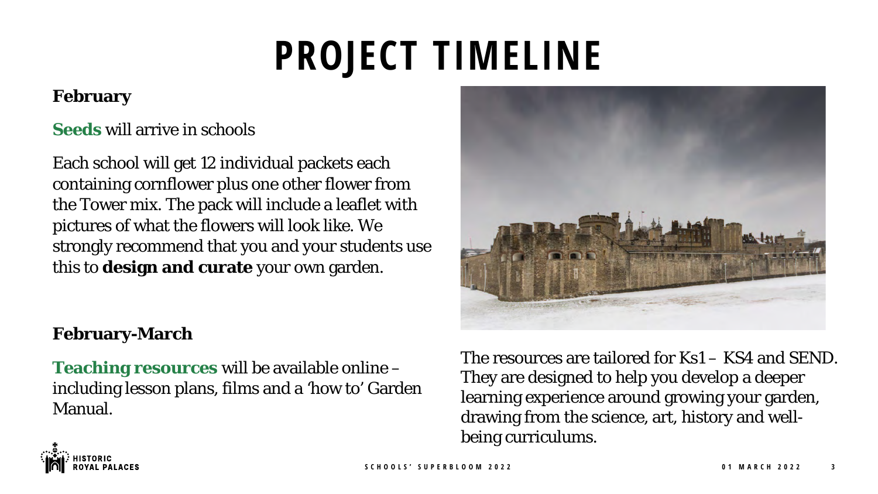# PROJECT TIMELINE

**February**

**Seeds** will arrive in schools

Each school will get 12 individual packets each containing cornflower plus one other flower from the Tower mix. The pack will include a leaflet with pictures of what the flowers will look like. We strongly recommend that you and your students use this to **design and curate** your own garden.

**February-March**

**Teaching resources** will be available online – including lesson plans, films and a 'how to' Garden Manual.

The resources are tailored for Ks1 – KS4 and SEND. They are designed to help you develop a deeper learning experience around growing your garden, drawing from the science, art, history and well-being curriculums.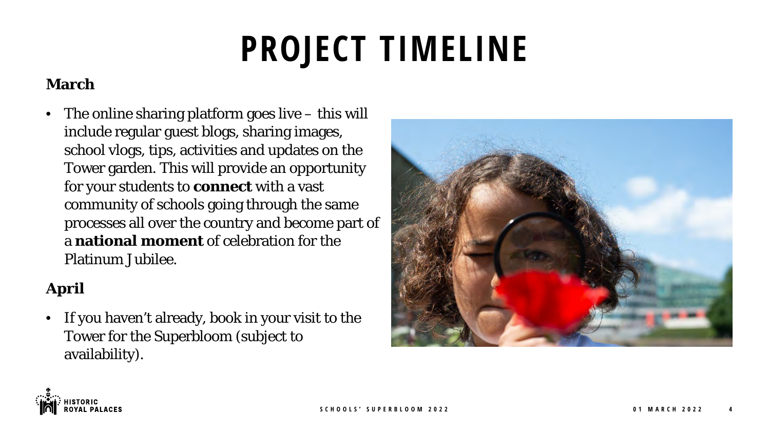# PROJECT TIMELINE

### March

- The online sharing platform goes live – this will include regular guest blogs, sharing images, school vlogs, tips, activities and updates on the Tower garden. This will provide an opportunity for your students to **connect** with a vast community of schools going through the same processes all over the country and become part of a **national moment** of celebration for the Platinum Jubilee.

### April

- If you haven't already, book in your visit to the Tower for the Superbloom (subject to availability).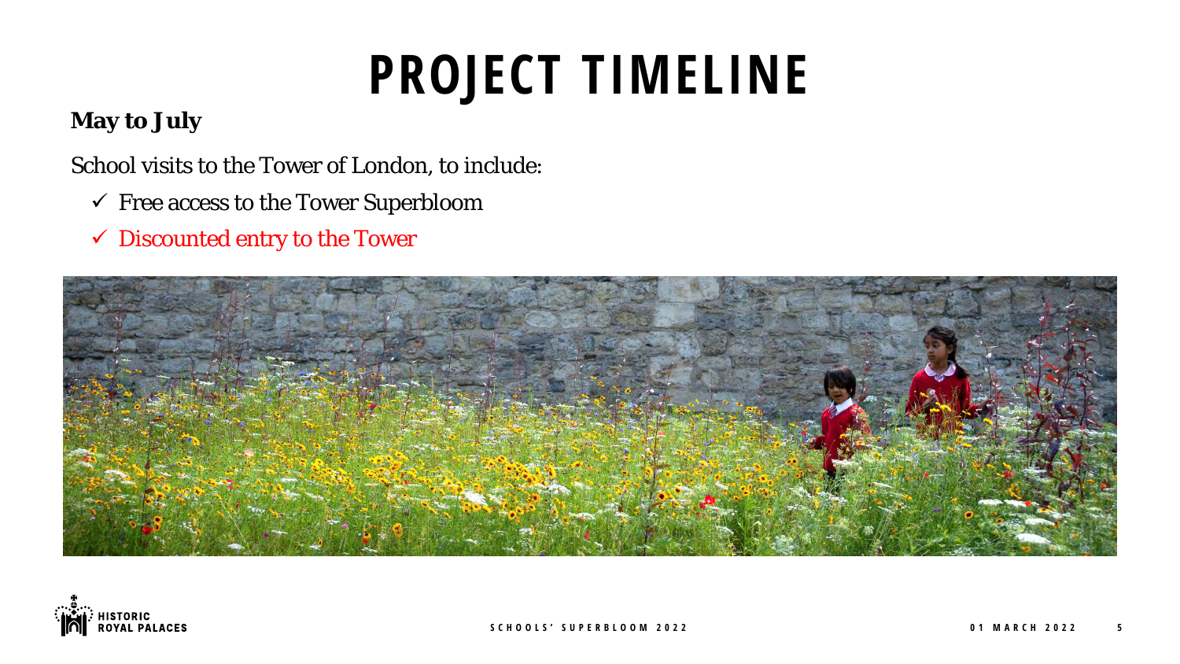# PROJECT TIMELINE

**May to July**

School visits to the Tower of London, to include:

- ✓ Free access to the Tower Superbloom
- ✓ Discounted entry to the Tower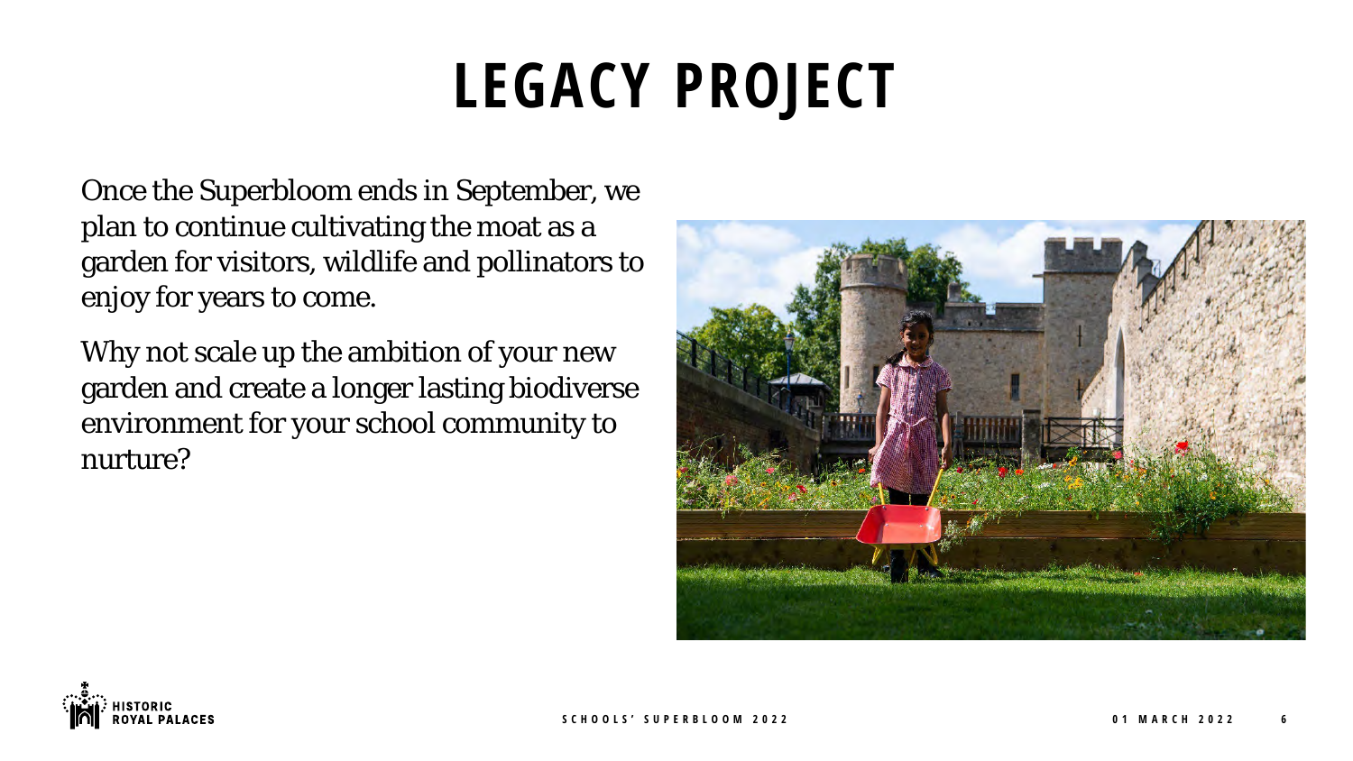# LEGACY PROJECT

Once the Superbloom ends in September, we plan to continue cultivating the moat as a garden for visitors, wildlife and pollinators to enjoy for years to come.

Why not scale up the ambition of your new garden and create a longer lasting biodiverse environment for your school community to nurture?